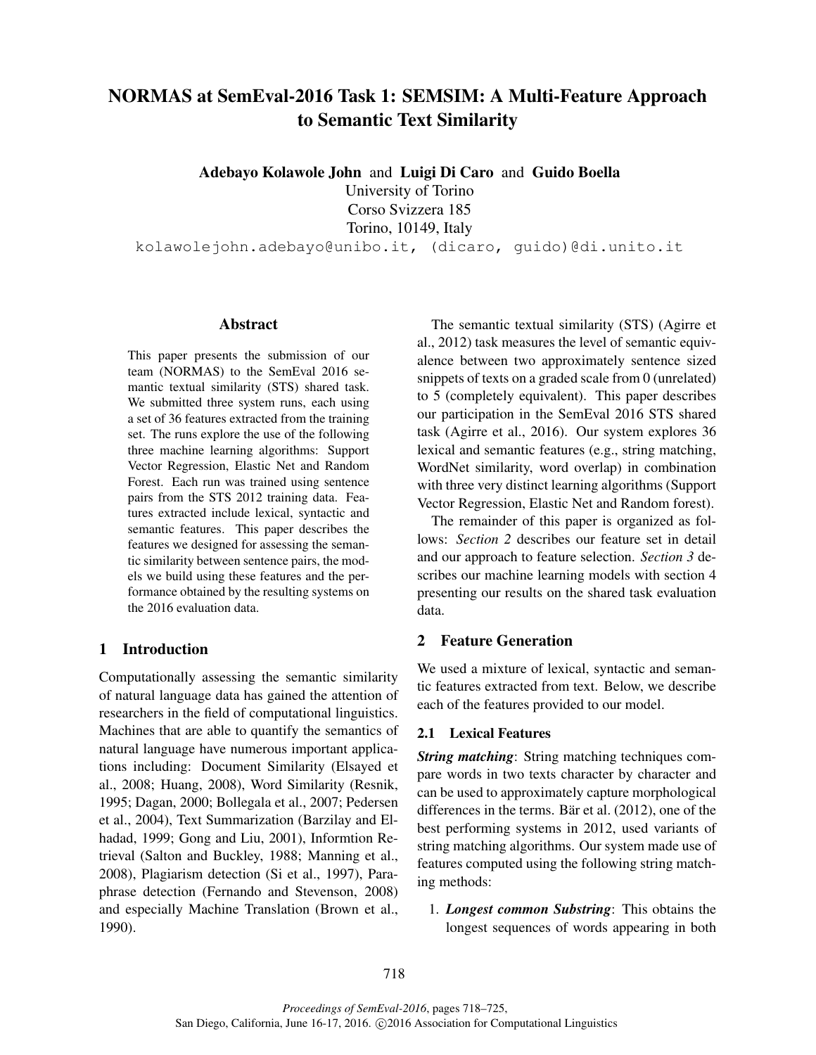# NORMAS at SemEval-2016 Task 1: SEMSIM: A Multi-Feature Approach to Semantic Text Similarity

**Adebayo Kolawole John** and **Luigi Di Caro** and **Guido Boella**
University of Torino
Corso Svizzera 185
Torino, 10149, Italy
kolawolejohn.adebayo@unibo.it, (dicaro, guido)@di.unito.it

## Abstract

This paper presents the submission of our team (NORMAS) to the SemEval 2016 semantic textual similarity (STS) shared task. We submitted three system runs, each using a set of 36 features extracted from the training set. The runs explore the use of the following three machine learning algorithms: Support Vector Regression, Elastic Net and Random Forest. Each run was trained using sentence pairs from the STS 2012 training data. Features extracted include lexical, syntactic and semantic features. This paper describes the features we designed for assessing the semantic similarity between sentence pairs, the models we build using these features and the performance obtained by the resulting systems on the 2016 evaluation data.

## 1 Introduction

Computationally assessing the semantic similarity of natural language data has gained the attention of researchers in the field of computational linguistics. Machines that are able to quantify the semantics of natural language have numerous important applications including: Document Similarity (Elsayed et al., 2008; Huang, 2008), Word Similarity (Resnik, 1995; Dagan, 2000; Bollegala et al., 2007; Pedersen et al., 2004), Text Summarization (Barzilay and Elhadad, 1999; Gong and Liu, 2001), Informtion Retrieval (Salton and Buckley, 1988; Manning et al., 2008), Plagiarism detection (Si et al., 1997), Paraphrase detection (Fernando and Stevenson, 2008) and especially Machine Translation (Brown et al., 1990).

The semantic textual similarity (STS) (Agirre et al., 2012) task measures the level of semantic equivalence between two approximately sentence sized snippets of texts on a graded scale from 0 (unrelated) to 5 (completely equivalent). This paper describes our participation in the SemEval 2016 STS shared task (Agirre et al., 2016). Our system explores 36 lexical and semantic features (e.g., string matching, WordNet similarity, word overlap) in combination with three very distinct learning algorithms (Support Vector Regression, Elastic Net and Random forest).

The remainder of this paper is organized as follows: *Section 2* describes our feature set in detail and our approach to feature selection. *Section 3* describes our machine learning models with section 4 presenting our results on the shared task evaluation data.

## 2 Feature Generation

We used a mixture of lexical, syntactic and semantic features extracted from text. Below, we describe each of the features provided to our model.

### 2.1 Lexical Features

***String matching***: String matching techniques compare words in two texts character by character and can be used to approximately capture morphological differences in the terms. Bär et al. (2012), one of the best performing systems in 2012, used variants of string matching algorithms. Our system made use of features computed using the following string matching methods:

1. ***Longest common Substring***: This obtains the longest sequences of words appearing in both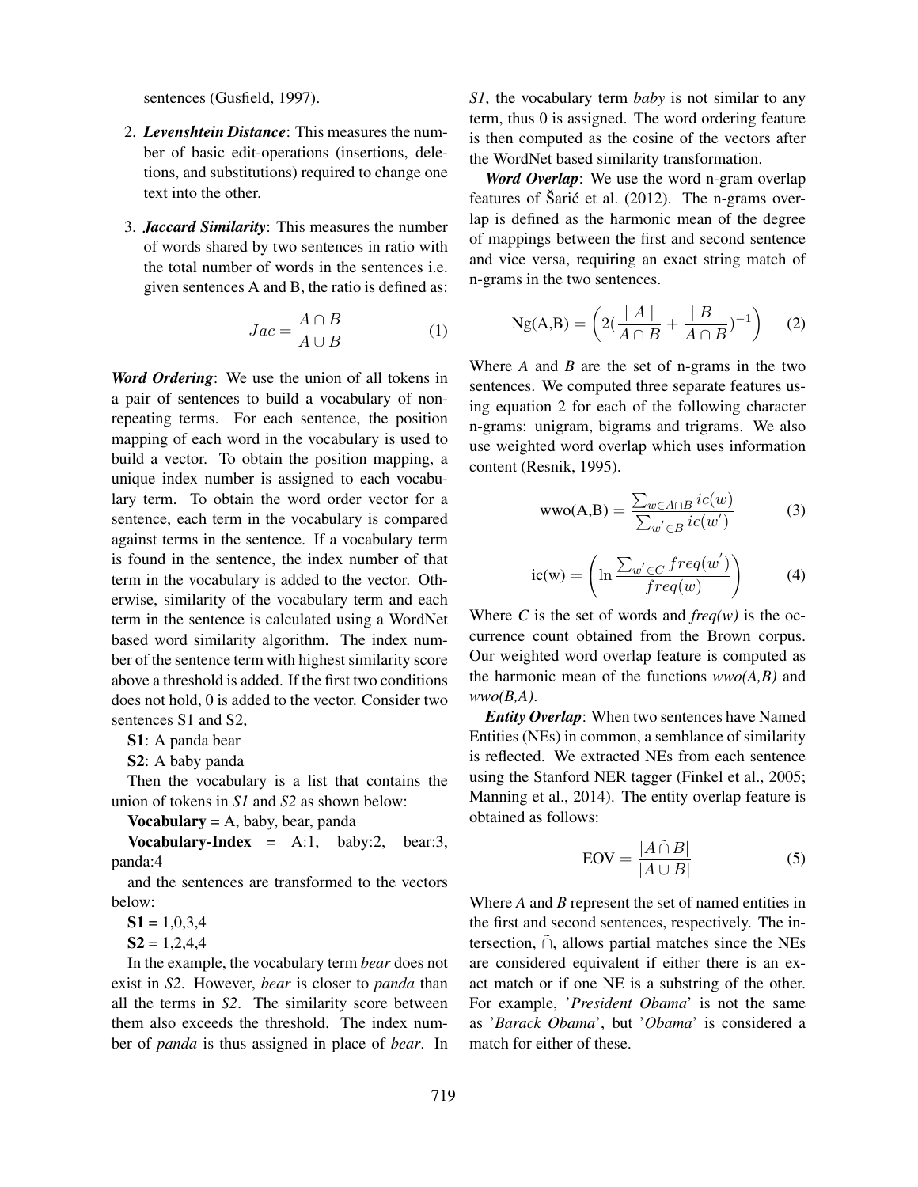sentences (Gusfield, 1997).

2. ***Levenshtein Distance***: This measures the number of basic edit-operations (insertions, deletions, and substitutions) required to change one text into the other.

3. ***Jaccard Similarity***: This measures the number of words shared by two sentences in ratio with the total number of words in the sentences i.e. given sentences A and B, the ratio is defined as:

$$Jac = \frac{A \cap B}{A \cup B} \tag{1}$$

***Word Ordering***: We use the union of all tokens in a pair of sentences to build a vocabulary of non-repeating terms. For each sentence, the position mapping of each word in the vocabulary is used to build a vector. To obtain the position mapping, a unique index number is assigned to each vocabulary term. To obtain the word order vector for a sentence, each term in the vocabulary is compared against terms in the sentence. If a vocabulary term is found in the sentence, the index number of that term in the vocabulary is added to the vector. Otherwise, similarity of the vocabulary term and each term in the sentence is calculated using a WordNet based word similarity algorithm. The index number of the sentence term with highest similarity score above a threshold is added. If the first two conditions does not hold, 0 is added to the vector. Consider two sentences S1 and S2,

**S1**: A panda bear

**S2**: A baby panda

Then the vocabulary is a list that contains the union of tokens in *S1* and *S2* as shown below:

**Vocabulary** = A, baby, bear, panda

**Vocabulary-Index** = A:1, baby:2, bear:3, panda:4

and the sentences are transformed to the vectors below:

**S1** = 1,0,3,4

**S2** = 1,2,4,4

In the example, the vocabulary term *bear* does not exist in *S2*. However, *bear* is closer to *panda* than all the terms in *S2*. The similarity score between them also exceeds the threshold. The index number of *panda* is thus assigned in place of *bear*. In *S1*, the vocabulary term *baby* is not similar to any term, thus 0 is assigned. The word ordering feature is then computed as the cosine of the vectors after the WordNet based similarity transformation.

***Word Overlap***: We use the word n-gram overlap features of Šarić et al. (2012). The n-grams overlap is defined as the harmonic mean of the degree of mappings between the first and second sentence and vice versa, requiring an exact string match of n-grams in the two sentences.

$$\text{Ng(A,B)} = \left(2(\frac{\mid A \mid}{A \cap B} + \frac{\mid B \mid}{A \cap B})^{-1}\right) \tag{2}$$

Where *A* and *B* are the set of n-grams in the two sentences. We computed three separate features using equation 2 for each of the following character n-grams: unigram, bigrams and trigrams. We also use weighted word overlap which uses information content (Resnik, 1995).

$$\text{wwo(A,B)} = \frac{\sum_{w \in A \cap B} ic(w)}{\sum_{w' \in B} ic(w')} \tag{3}$$

$$\text{ic(w)} = \left(\ln \frac{\sum_{w' \in C} freq(w')}{freq(w)}\right) \tag{4}$$

Where *C* is the set of words and *freq(w)* is the occurrence count obtained from the Brown corpus. Our weighted word overlap feature is computed as the harmonic mean of the functions *wwo(A,B)* and *wwo(B,A)*.

***Entity Overlap***: When two sentences have Named Entities (NEs) in common, a semblance of similarity is reflected. We extracted NEs from each sentence using the Stanford NER tagger (Finkel et al., 2005; Manning et al., 2014). The entity overlap feature is obtained as follows:

$$\text{EOV} = \frac{|A \tilde{\cap} B|}{|A \cup B|} \tag{5}$$

Where *A* and *B* represent the set of named entities in the first and second sentences, respectively. The intersection, $\tilde{\cap}$, allows partial matches since the NEs are considered equivalent if either there is an exact match or if one NE is a substring of the other. For example, '*President Obama*' is not the same as '*Barack Obama*', but '*Obama*' is considered a match for either of these.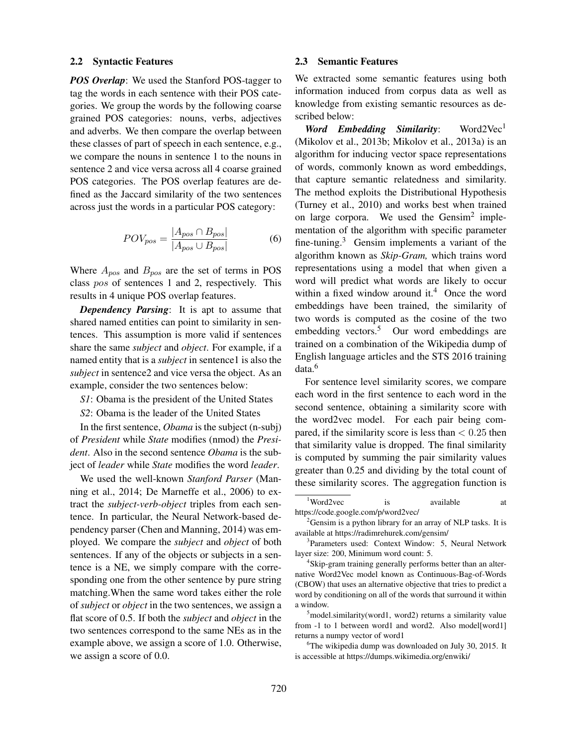### 2.2 Syntactic Features

***POS Overlap***: We used the Stanford POS-tagger to tag the words in each sentence with their POS categories. We group the words by the following coarse grained POS categories: nouns, verbs, adjectives and adverbs. We then compare the overlap between these classes of part of speech in each sentence, e.g., we compare the nouns in sentence 1 to the nouns in sentence 2 and vice versa across all 4 coarse grained POS categories. The POS overlap features are defined as the Jaccard similarity of the two sentences across just the words in a particular POS category:

$$POV_{pos} = \frac{|A_{pos} \cap B_{pos}|}{|A_{pos} \cup B_{pos}|} \quad (6)$$

Where $A_{pos}$ and $B_{pos}$ are the set of terms in POS class $pos$ of sentences 1 and 2, respectively. This results in 4 unique POS overlap features.

***Dependency Parsing***: It is apt to assume that shared named entities can point to similarity in sentences. This assumption is more valid if sentences share the same *subject* and *object*. For example, if a named entity that is a *subject* in sentence1 is also the *subject* in sentence2 and vice versa the object. As an example, consider the two sentences below:

*S1*: Obama is the president of the United States

*S2*: Obama is the leader of the United States

In the first sentence, *Obama* is the subject (n-subj) of *President* while *State* modifies (nmod) the *President*. Also in the second sentence *Obama* is the subject of *leader* while *State* modifies the word *leader*.

We used the well-known *Stanford Parser* (Manning et al., 2014; De Marneffe et al., 2006) to extract the *subject-verb-object* triples from each sentence. In particular, the Neural Network-based dependency parser (Chen and Manning, 2014) was employed. We compare the *subject* and *object* of both sentences. If any of the objects or subjects in a sentence is a NE, we simply compare with the corresponding one from the other sentence by pure string matching.When the same word takes either the role of *subject* or *object* in the two sentences, we assign a flat score of 0.5. If both the *subject* and *object* in the two sentences correspond to the same NEs as in the example above, we assign a score of 1.0. Otherwise, we assign a score of 0.0.

### 2.3 Semantic Features

We extracted some semantic features using both information induced from corpus data as well as knowledge from existing semantic resources as described below:

***Word Embedding Similarity***: Word2Vec[1] (Mikolov et al., 2013b; Mikolov et al., 2013a) is an algorithm for inducing vector space representations of words, commonly known as word embeddings, that capture semantic relatedness and similarity. The method exploits the Distributional Hypothesis (Turney et al., 2010) and works best when trained on large corpora. We used the Gensim[2] implementation of the algorithm with specific parameter fine-tuning.[3] Gensim implements a variant of the algorithm known as *Skip-Gram,* which trains word representations using a model that when given a word will predict what words are likely to occur within a fixed window around it.[4] Once the word embeddings have been trained, the similarity of two words is computed as the cosine of the two embedding vectors.[5] Our word embeddings are trained on a combination of the Wikipedia dump of English language articles and the STS 2016 training data.[6]

For sentence level similarity scores, we compare each word in the first sentence to each word in the second sentence, obtaining a similarity score with the word2vec model. For each pair being compared, if the similarity score is less than $< 0.25$ then that similarity value is dropped. The final similarity is computed by summing the pair similarity values greater than 0.25 and dividing by the total count of these similarity scores. The aggregation function is

[1] Word2vec is available at https://code.google.com/p/word2vec/

[2] Gensim is a python library for an array of NLP tasks. It is available at https://radimrehurek.com/gensim/

[3] Parameters used: Context Window: 5, Neural Network layer size: 200, Minimum word count: 5.

[4] Skip-gram training generally performs better than an alternative Word2Vec model known as Continuous-Bag-of-Words (CBOW) that uses an alternative objective that tries to predict a word by conditioning on all of the words that surround it within a window.

[5] model.similarity(word1, word2) returns a similarity value from -1 to 1 between word1 and word2. Also model[word1] returns a numpy vector of word1

[6] The wikipedia dump was downloaded on July 30, 2015. It is accessible at https://dumps.wikimedia.org/enwiki/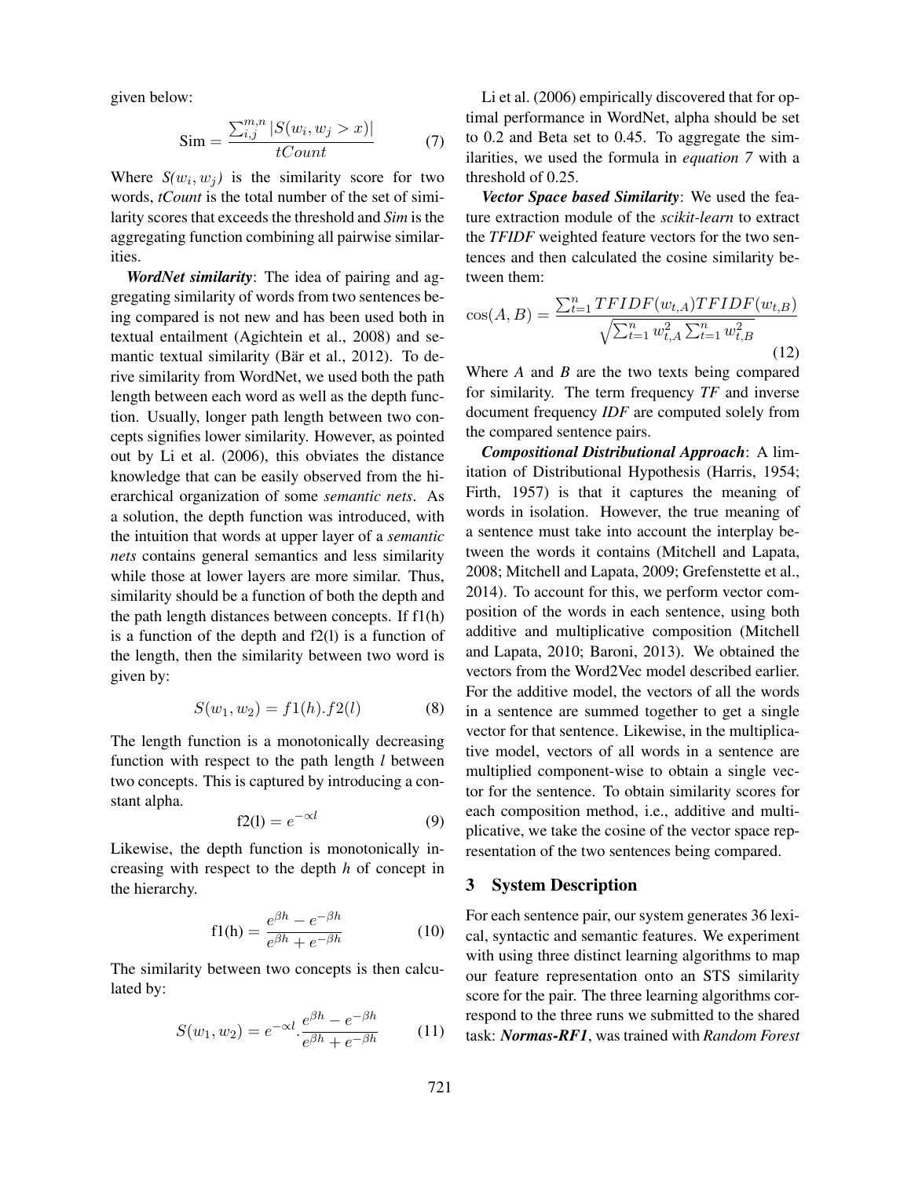given below:

$$\text{Sim} = \frac{\sum_{i,j}^{m,n} |S(w_i, w_j > x)|}{tCount} \tag{7}$$

Where $S(w_i, w_j)$ is the similarity score for two words, *tCount* is the total number of the set of similarity scores that exceeds the threshold and *Sim* is the aggregating function combining all pairwise similarities.

***WordNet similarity***: The idea of pairing and aggregating similarity of words from two sentences being compared is not new and has been used both in textual entailment (Agichtein et al., 2008) and semantic textual similarity (Bär et al., 2012). To derive similarity from WordNet, we used both the path length between each word as well as the depth function. Usually, longer path length between two concepts signifies lower similarity. However, as pointed out by Li et al. (2006), this obviates the distance knowledge that can be easily observed from the hierarchical organization of some *semantic nets*. As a solution, the depth function was introduced, with the intuition that words at upper layer of a *semantic nets* contains general semantics and less similarity while those at lower layers are more similar. Thus, similarity should be a function of both the depth and the path length distances between concepts. If f1(h) is a function of the depth and f2(l) is a function of the length, then the similarity between two word is given by:

$$S(w_1, w_2) = f1(h).f2(l) \tag{8}$$

The length function is a monotonically decreasing function with respect to the path length *l* between two concepts. This is captured by introducing a constant alpha.

$$\text{f2(l)} = e^{-\propto l} \tag{9}$$

Likewise, the depth function is monotonically increasing with respect to the depth *h* of concept in the hierarchy.

$$\text{f1(h)} = \frac{e^{\beta h} - e^{-\beta h}}{e^{\beta h} + e^{-\beta h}} \tag{10}$$

The similarity between two concepts is then calculated by:

$$S(w_1, w_2) = e^{-\propto l}.\frac{e^{\beta h} - e^{-\beta h}}{e^{\beta h} + e^{-\beta h}} \tag{11}$$

Li et al. (2006) empirically discovered that for optimal performance in WordNet, alpha should be set to 0.2 and Beta set to 0.45. To aggregate the similarities, we used the formula in *equation 7* with a threshold of 0.25.

***Vector Space based Similarity***: We used the feature extraction module of the *scikit-learn* to extract the ***TFIDF*** weighted feature vectors for the two sentences and then calculated the cosine similarity between them:

$$\cos(A, B) = \frac{\sum_{t=1}^{n} TFIDF(w_{t,A}) TFIDF(w_{t,B})}{\sqrt{\sum_{t=1}^{n} w_{t,A}^2 \sum_{t=1}^{n} w_{t,B}^2}} \tag{12}$$

Where *A* and *B* are the two texts being compared for similarity. The term frequency *TF* and inverse document frequency *IDF* are computed solely from the compared sentence pairs.

***Compositional Distributional Approach***: A limitation of Distributional Hypothesis (Harris, 1954; Firth, 1957) is that it captures the meaning of words in isolation. However, the true meaning of a sentence must take into account the interplay between the words it contains (Mitchell and Lapata, 2008; Mitchell and Lapata, 2009; Grefenstette et al., 2014). To account for this, we perform vector composition of the words in each sentence, using both additive and multiplicative composition (Mitchell and Lapata, 2010; Baroni, 2013). We obtained the vectors from the Word2Vec model described earlier. For the additive model, the vectors of all the words in a sentence are summed together to get a single vector for that sentence. Likewise, in the multiplicative model, vectors of all words in a sentence are multiplied component-wise to obtain a single vector for the sentence. To obtain similarity scores for each composition method, i.e., additive and multiplicative, we take the cosine of the vector space representation of the two sentences being compared.

## 3 System Description

For each sentence pair, our system generates 36 lexical, syntactic and semantic features. We experiment with using three distinct learning algorithms to map our feature representation onto an STS similarity score for the pair. The three learning algorithms correspond to the three runs we submitted to the shared task: ***Normas-RF1***, was trained with *Random Forest*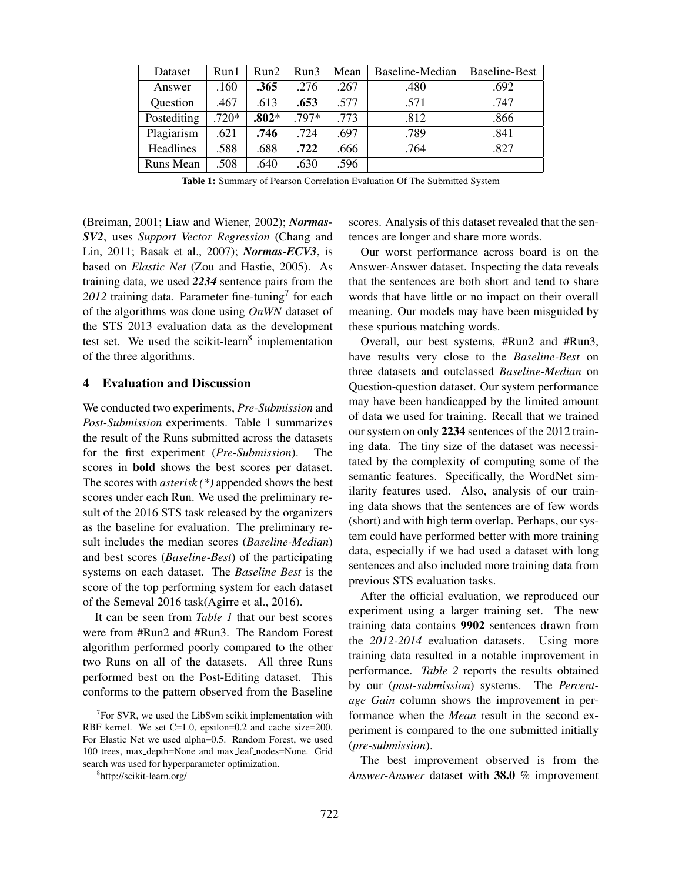| Dataset | Run1 | Run2 | Run3 | Mean | Baseline-Median | Baseline-Best |
|---|---|---|---|---|---|---|
| Answer | .160 | **.365** | .276 | .267 | .480 | .692 |
| Question | .467 | .613 | **.653** | .577 | .571 | .747 |
| Postediting | .720* | **.802*** | .797* | .773 | .812 | .866 |
| Plagiarism | .621 | **.746** | .724 | .697 | .789 | .841 |
| Headlines | .588 | .688 | **.722** | .666 | .764 | .827 |
| Runs Mean | .508 | .640 | .630 | .596 | | |

**Table 1:** Summary of Pearson Correlation Evaluation Of The Submitted System

(Breiman, 2001; Liaw and Wiener, 2002); ***Normas-SV2***, uses *Support Vector Regression* (Chang and Lin, 2011; Basak et al., 2007); ***Normas-ECV3***, is based on *Elastic Net* (Zou and Hastie, 2005). As training data, we used ***2234*** sentence pairs from the *2012* training data. Parameter fine-tuning[7] for each of the algorithms was done using *OnWN* dataset of the STS 2013 evaluation data as the development test set. We used the scikit-learn[8] implementation of the three algorithms.

## 4 Evaluation and Discussion

We conducted two experiments, *Pre-Submission* and *Post-Submission* experiments. Table 1 summarizes the result of the Runs submitted across the datasets for the first experiment (*Pre-Submission*). The scores in **bold** shows the best scores per dataset. The scores with *asterisk (*)* appended shows the best scores under each Run. We used the preliminary result of the 2016 STS task released by the organizers as the baseline for evaluation. The preliminary result includes the median scores (*Baseline-Median*) and best scores (*Baseline-Best*) of the participating systems on each dataset. The *Baseline Best* is the score of the top performing system for each dataset of the Semeval 2016 task(Agirre et al., 2016).

It can be seen from *Table 1* that our best scores were from #Run2 and #Run3. The Random Forest algorithm performed poorly compared to the other two Runs on all of the datasets. All three Runs performed best on the Post-Editing dataset. This conforms to the pattern observed from the Baseline scores. Analysis of this dataset revealed that the sentences are longer and share more words.

Our worst performance across board is on the Answer-Answer dataset. Inspecting the data reveals that the sentences are both short and tend to share words that have little or no impact on their overall meaning. Our models may have been misguided by these spurious matching words.

Overall, our best systems, #Run2 and #Run3, have results very close to the *Baseline-Best* on three datasets and outclassed *Baseline-Median* on Question-question dataset. Our system performance may have been handicapped by the limited amount of data we used for training. Recall that we trained our system on only **2234** sentences of the 2012 training data. The tiny size of the dataset was necessitated by the complexity of computing some of the semantic features. Specifically, the WordNet similarity features used. Also, analysis of our training data shows that the sentences are of few words (short) and with high term overlap. Perhaps, our system could have performed better with more training data, especially if we had used a dataset with long sentences and also included more training data from previous STS evaluation tasks.

After the official evaluation, we reproduced our experiment using a larger training set. The new training data contains **9902** sentences drawn from the *2012-2014* evaluation datasets. Using more training data resulted in a notable improvement in performance. *Table 2* reports the results obtained by our (*post-submission*) systems. The *Percentage Gain* column shows the improvement in performance when the *Mean* result in the second experiment is compared to the one submitted initially (*pre-submission*).

The best improvement observed is from the *Answer-Answer* dataset with **38.0** % improvement

[7] For SVR, we used the LibSvm scikit implementation with RBF kernel. We set C=1.0, epsilon=0.2 and cache size=200. For Elastic Net we used alpha=0.5. Random Forest, we used 100 trees, max_depth=None and max_leaf_nodes=None. Grid search was used for hyperparameter optimization.

[8] http://scikit-learn.org/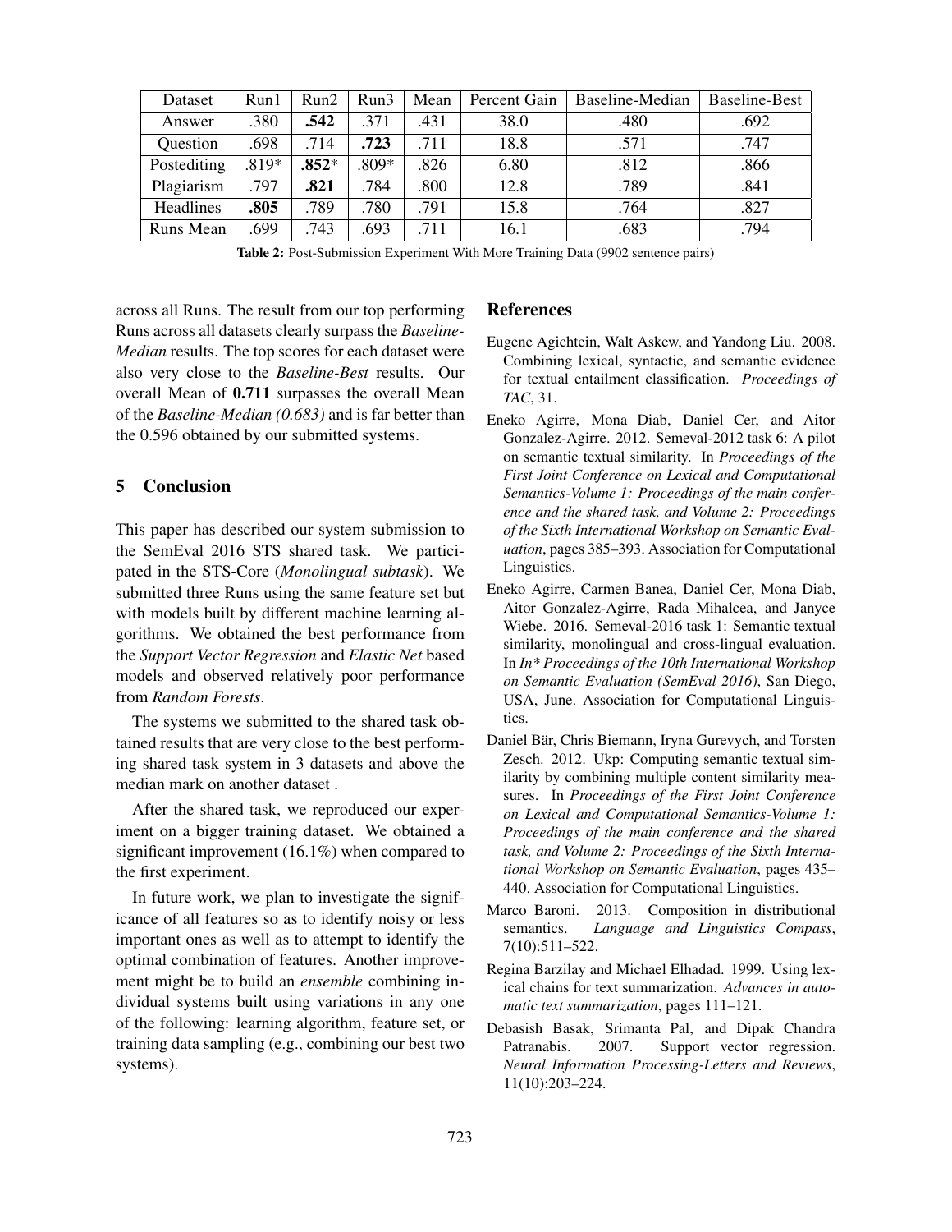| Dataset | Run1 | Run2 | Run3 | Mean | Percent Gain | Baseline-Median | Baseline-Best |
|---|---|---|---|---|---|---|---|
| Answer | .380 | **.542** | .371 | .431 | 38.0 | .480 | .692 |
| Question | .698 | .714 | **.723** | .711 | 18.8 | .571 | .747 |
| Postediting | .819* | **.852*** | .809* | .826 | 6.80 | .812 | .866 |
| Plagiarism | .797 | **.821** | .784 | .800 | 12.8 | .789 | .841 |
| Headlines | **.805** | .789 | .780 | .791 | 15.8 | .764 | .827 |
| Runs Mean | .699 | .743 | .693 | .711 | 16.1 | .683 | .794 |

**Table 2:** Post-Submission Experiment With More Training Data (9902 sentence pairs)

across all Runs. The result from our top performing Runs across all datasets clearly surpass the *Baseline-Median* results. The top scores for each dataset were also very close to the *Baseline-Best* results. Our overall Mean of **0.711** surpasses the overall Mean of the *Baseline-Median (0.683)* and is far better than the 0.596 obtained by our submitted systems.

## 5 Conclusion

This paper has described our system submission to the SemEval 2016 STS shared task. We participated in the STS-Core (*Monolingual subtask*). We submitted three Runs using the same feature set but with models built by different machine learning algorithms. We obtained the best performance from the *Support Vector Regression* and *Elastic Net* based models and observed relatively poor performance from *Random Forests*.

The systems we submitted to the shared task obtained results that are very close to the best performing shared task system in 3 datasets and above the median mark on another dataset .

After the shared task, we reproduced our experiment on a bigger training dataset. We obtained a significant improvement (16.1%) when compared to the first experiment.

In future work, we plan to investigate the significance of all features so as to identify noisy or less important ones as well as to attempt to identify the optimal combination of features. Another improvement might be to build an *ensemble* combining individual systems built using variations in any one of the following: learning algorithm, feature set, or training data sampling (e.g., combining our best two systems).

## References

Eugene Agichtein, Walt Askew, and Yandong Liu. 2008. Combining lexical, syntactic, and semantic evidence for textual entailment classification. *Proceedings of TAC*, 31.

Eneko Agirre, Mona Diab, Daniel Cer, and Aitor Gonzalez-Agirre. 2012. Semeval-2012 task 6: A pilot on semantic textual similarity. In *Proceedings of the First Joint Conference on Lexical and Computational Semantics-Volume 1: Proceedings of the main conference and the shared task, and Volume 2: Proceedings of the Sixth International Workshop on Semantic Evaluation*, pages 385–393. Association for Computational Linguistics.

Eneko Agirre, Carmen Banea, Daniel Cer, Mona Diab, Aitor Gonzalez-Agirre, Rada Mihalcea, and Janyce Wiebe. 2016. Semeval-2016 task 1: Semantic textual similarity, monolingual and cross-lingual evaluation. In *In* Proceedings of the 10th International Workshop on Semantic Evaluation (SemEval 2016)*, San Diego, USA, June. Association for Computational Linguistics.

Daniel Bär, Chris Biemann, Iryna Gurevych, and Torsten Zesch. 2012. Ukp: Computing semantic textual similarity by combining multiple content similarity measures. In *Proceedings of the First Joint Conference on Lexical and Computational Semantics-Volume 1: Proceedings of the main conference and the shared task, and Volume 2: Proceedings of the Sixth International Workshop on Semantic Evaluation*, pages 435–440. Association for Computational Linguistics.

Marco Baroni. 2013. Composition in distributional semantics. *Language and Linguistics Compass*, 7(10):511–522.

Regina Barzilay and Michael Elhadad. 1999. Using lexical chains for text summarization. *Advances in automatic text summarization*, pages 111–121.

Debasish Basak, Srimanta Pal, and Dipak Chandra Patranabis. 2007. Support vector regression. *Neural Information Processing-Letters and Reviews*, 11(10):203–224.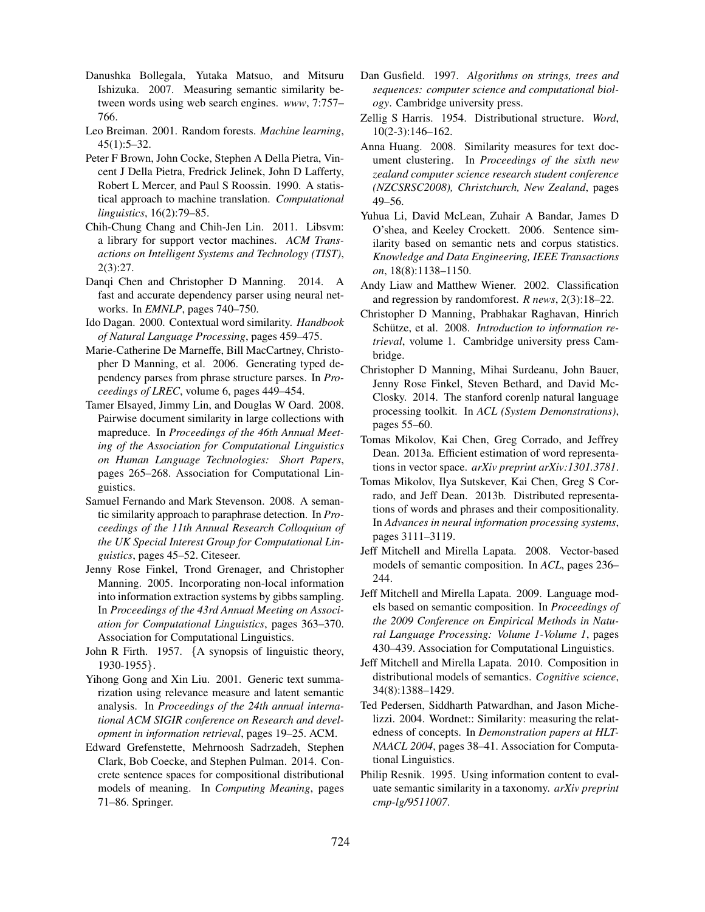Danushka Bollegala, Yutaka Matsuo, and Mitsuru Ishizuka. 2007. Measuring semantic similarity between words using web search engines. *www*, 7:757–766.

Leo Breiman. 2001. Random forests. *Machine learning*, 45(1):5–32.

Peter F Brown, John Cocke, Stephen A Della Pietra, Vincent J Della Pietra, Fredrick Jelinek, John D Lafferty, Robert L Mercer, and Paul S Roossin. 1990. A statistical approach to machine translation. *Computational linguistics*, 16(2):79–85.

Chih-Chung Chang and Chih-Jen Lin. 2011. Libsvm: a library for support vector machines. *ACM Transactions on Intelligent Systems and Technology (TIST)*, 2(3):27.

Danqi Chen and Christopher D Manning. 2014. A fast and accurate dependency parser using neural networks. In *EMNLP*, pages 740–750.

Ido Dagan. 2000. Contextual word similarity. *Handbook of Natural Language Processing*, pages 459–475.

Marie-Catherine De Marneffe, Bill MacCartney, Christopher D Manning, et al. 2006. Generating typed dependency parses from phrase structure parses. In *Proceedings of LREC*, volume 6, pages 449–454.

Tamer Elsayed, Jimmy Lin, and Douglas W Oard. 2008. Pairwise document similarity in large collections with mapreduce. In *Proceedings of the 46th Annual Meeting of the Association for Computational Linguistics on Human Language Technologies: Short Papers*, pages 265–268. Association for Computational Linguistics.

Samuel Fernando and Mark Stevenson. 2008. A semantic similarity approach to paraphrase detection. In *Proceedings of the 11th Annual Research Colloquium of the UK Special Interest Group for Computational Linguistics*, pages 45–52. Citeseer.

Jenny Rose Finkel, Trond Grenager, and Christopher Manning. 2005. Incorporating non-local information into information extraction systems by gibbs sampling. In *Proceedings of the 43rd Annual Meeting on Association for Computational Linguistics*, pages 363–370. Association for Computational Linguistics.

John R Firth. 1957. {A synopsis of linguistic theory, 1930-1955}.

Yihong Gong and Xin Liu. 2001. Generic text summarization using relevance measure and latent semantic analysis. In *Proceedings of the 24th annual international ACM SIGIR conference on Research and development in information retrieval*, pages 19–25. ACM.

Edward Grefenstette, Mehrnoosh Sadrzadeh, Stephen Clark, Bob Coecke, and Stephen Pulman. 2014. Concrete sentence spaces for compositional distributional models of meaning. In *Computing Meaning*, pages 71–86. Springer.

Dan Gusfield. 1997. *Algorithms on strings, trees and sequences: computer science and computational biology*. Cambridge university press.

Zellig S Harris. 1954. Distributional structure. *Word*, 10(2-3):146–162.

Anna Huang. 2008. Similarity measures for text document clustering. In *Proceedings of the sixth new zealand computer science research student conference (NZCSRSC2008), Christchurch, New Zealand*, pages 49–56.

Yuhua Li, David McLean, Zuhair A Bandar, James D O'shea, and Keeley Crockett. 2006. Sentence similarity based on semantic nets and corpus statistics. *Knowledge and Data Engineering, IEEE Transactions on*, 18(8):1138–1150.

Andy Liaw and Matthew Wiener. 2002. Classification and regression by randomforest. *R news*, 2(3):18–22.

Christopher D Manning, Prabhakar Raghavan, Hinrich Schütze, et al. 2008. *Introduction to information retrieval*, volume 1. Cambridge university press Cambridge.

Christopher D Manning, Mihai Surdeanu, John Bauer, Jenny Rose Finkel, Steven Bethard, and David McClosky. 2014. The stanford corenlp natural language processing toolkit. In *ACL (System Demonstrations)*, pages 55–60.

Tomas Mikolov, Kai Chen, Greg Corrado, and Jeffrey Dean. 2013a. Efficient estimation of word representations in vector space. *arXiv preprint arXiv:1301.3781*.

Tomas Mikolov, Ilya Sutskever, Kai Chen, Greg S Corrado, and Jeff Dean. 2013b. Distributed representations of words and phrases and their compositionality. In *Advances in neural information processing systems*, pages 3111–3119.

Jeff Mitchell and Mirella Lapata. 2008. Vector-based models of semantic composition. In *ACL*, pages 236–244.

Jeff Mitchell and Mirella Lapata. 2009. Language models based on semantic composition. In *Proceedings of the 2009 Conference on Empirical Methods in Natural Language Processing: Volume 1-Volume 1*, pages 430–439. Association for Computational Linguistics.

Jeff Mitchell and Mirella Lapata. 2010. Composition in distributional models of semantics. *Cognitive science*, 34(8):1388–1429.

Ted Pedersen, Siddharth Patwardhan, and Jason Michelizzi. 2004. Wordnet:: Similarity: measuring the relatedness of concepts. In *Demonstration papers at HLT-NAACL 2004*, pages 38–41. Association for Computational Linguistics.

Philip Resnik. 1995. Using information content to evaluate semantic similarity in a taxonomy. *arXiv preprint cmp-lg/9511007*.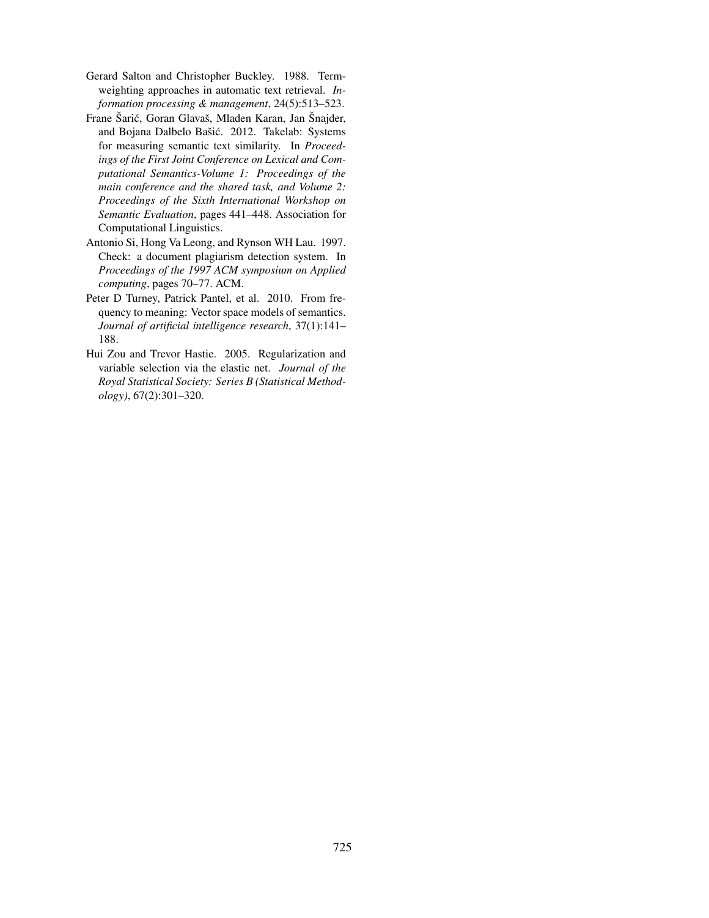Gerard Salton and Christopher Buckley. 1988. Term-weighting approaches in automatic text retrieval. *Information processing & management*, 24(5):513–523.

Frane Šarić, Goran Glavaš, Mladen Karan, Jan Šnajder, and Bojana Dalbelo Bašić. 2012. Takelab: Systems for measuring semantic text similarity. In *Proceedings of the First Joint Conference on Lexical and Computational Semantics-Volume 1: Proceedings of the main conference and the shared task, and Volume 2: Proceedings of the Sixth International Workshop on Semantic Evaluation*, pages 441–448. Association for Computational Linguistics.

Antonio Si, Hong Va Leong, and Rynson WH Lau. 1997. Check: a document plagiarism detection system. In *Proceedings of the 1997 ACM symposium on Applied computing*, pages 70–77. ACM.

Peter D Turney, Patrick Pantel, et al. 2010. From frequency to meaning: Vector space models of semantics. *Journal of artificial intelligence research*, 37(1):141–188.

Hui Zou and Trevor Hastie. 2005. Regularization and variable selection via the elastic net. *Journal of the Royal Statistical Society: Series B (Statistical Methodology)*, 67(2):301–320.